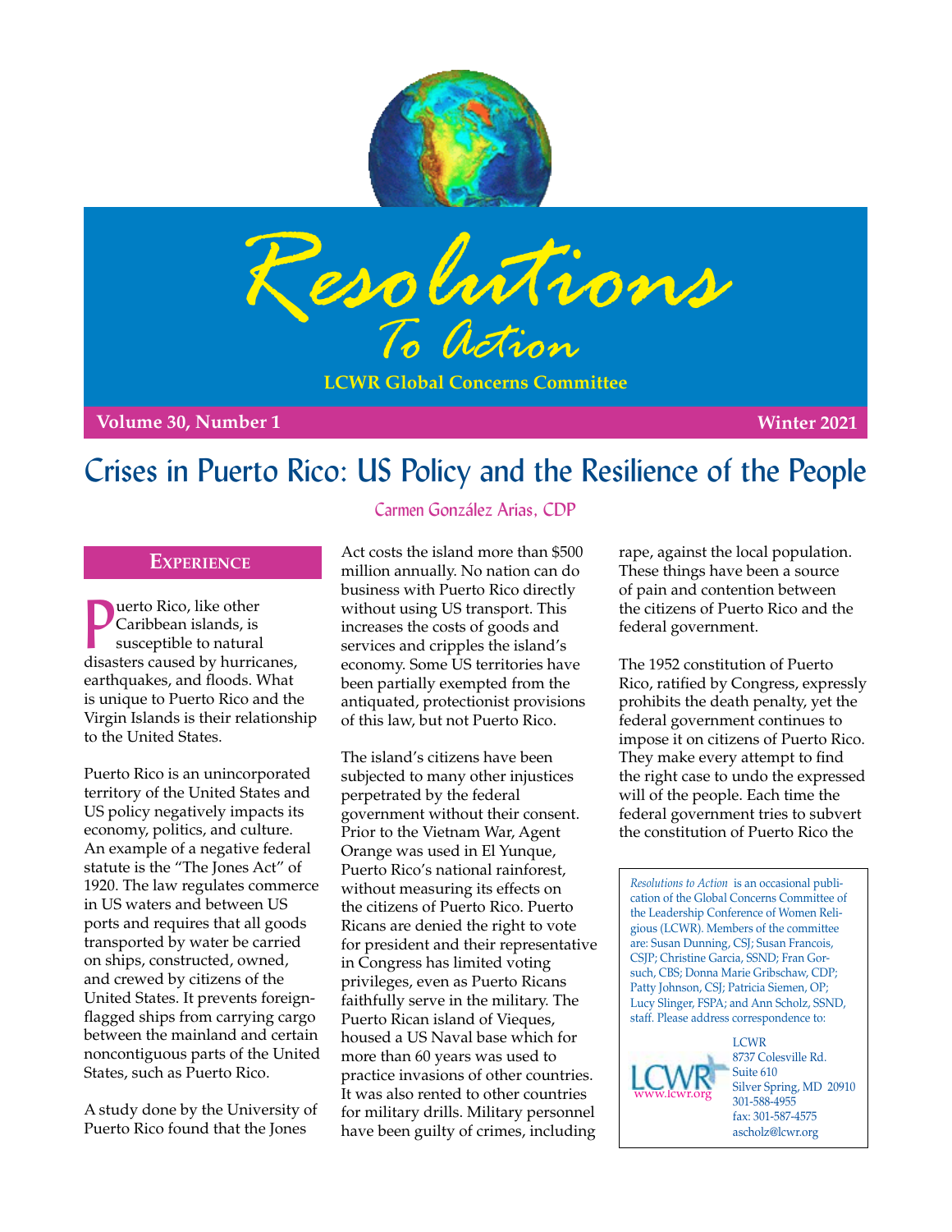# Resolutions To Action

**LCWR Global Concerns Committee**

**Volume 30, Number 1** **Winter 2021**

## Crises in Puerto Rico: US Policy and the Resilience of the People

Carmen González Arias, CDP

### Experience

Puerto Rico, like other Caribbean islands, is susceptible to natural disasters caused by hurricanes, earthquakes, and floods. What is unique to Puerto Rico and the Virgin Islands is their relationship to the United States.

Puerto Rico is an unincorporated territory of the United States and US policy negatively impacts its economy, politics, and culture. An example of a negative federal statute is the "The Jones Act" of 1920. The law regulates commerce in US waters and between US ports and requires that all goods transported by water be carried on ships, constructed, owned, and crewed by citizens of the United States. It prevents foreign-flagged ships from carrying cargo between the mainland and certain noncontiguous parts of the United States, such as Puerto Rico.

A study done by the University of Puerto Rico found that the Jones Act costs the island more than $500 million annually. No nation can do business with Puerto Rico directly without using US transport. This increases the costs of goods and services and cripples the island's economy. Some US territories have been partially exempted from the antiquated, protectionist provisions of this law, but not Puerto Rico.

The island's citizens have been subjected to many other injustices perpetrated by the federal government without their consent. Prior to the Vietnam War, Agent Orange was used in El Yunque, Puerto Rico's national rainforest, without measuring its effects on the citizens of Puerto Rico. Puerto Ricans are denied the right to vote for president and their representative in Congress has limited voting privileges, even as Puerto Ricans faithfully serve in the military. The Puerto Rican island of Vieques, housed a US Naval base which for more than 60 years was used to practice invasions of other countries. It was also rented to other countries for military drills. Military personnel have been guilty of crimes, including rape, against the local population. These things have been a source of pain and contention between the citizens of Puerto Rico and the federal government.

The 1952 constitution of Puerto Rico, ratified by Congress, expressly prohibits the death penalty, yet the federal government continues to impose it on citizens of Puerto Rico. They make every attempt to find the right case to undo the expressed will of the people. Each time the federal government tries to subvert the constitution of Puerto Rico the

---

*Resolutions to Action* is an occasional publication of the Global Concerns Committee of the Leadership Conference of Women Religious (LCWR). Members of the committee are: Susan Dunning, CSJ; Susan Francois, CSJP; Christine Garcia, SSND; Fran Gorsuch, CBS; Donna Marie Gribschaw, CDP; Patty Johnson, CSJ; Patricia Siemen, OP; Lucy Slinger, FSPA; and Ann Scholz, SSND, staff. Please address correspondence to:

LCWR
8737 Colesville Rd.
Suite 610
Silver Spring, MD 20910
301-588-4955
fax: 301-587-4575
ascholz@lcwr.org
www.lcwr.org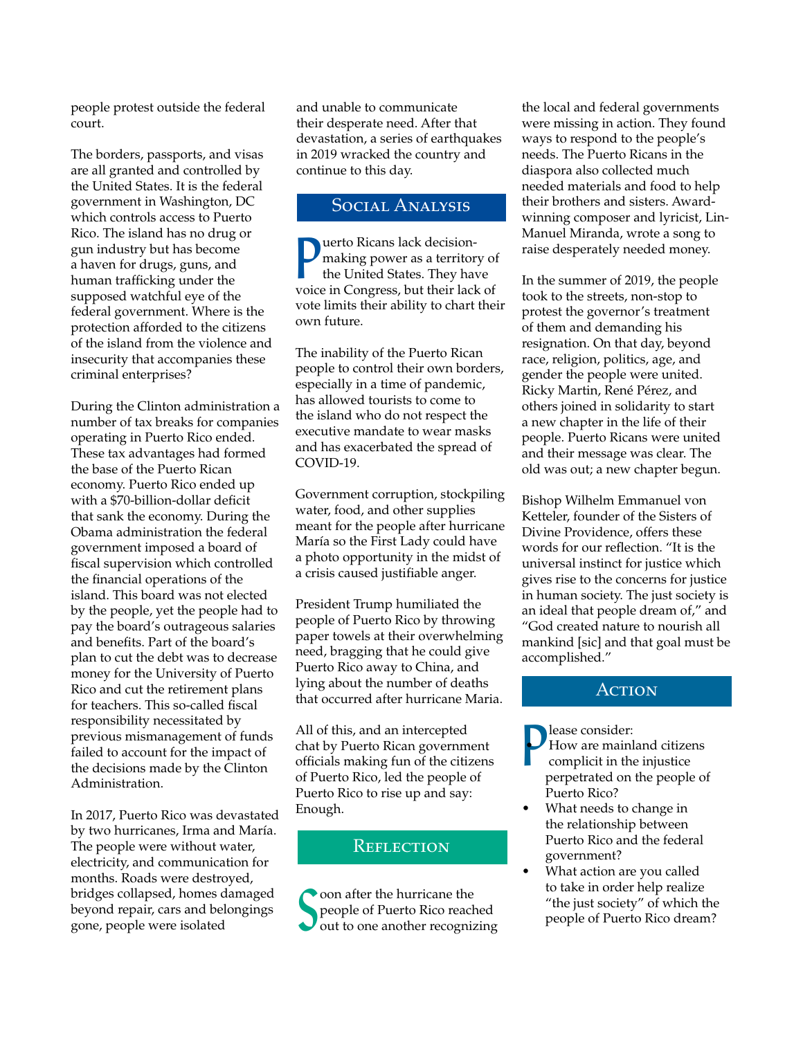people protest outside the federal court.

The borders, passports, and visas are all granted and controlled by the United States. It is the federal government in Washington, DC which controls access to Puerto Rico. The island has no drug or gun industry but has become a haven for drugs, guns, and human trafficking under the supposed watchful eye of the federal government. Where is the protection afforded to the citizens of the island from the violence and insecurity that accompanies these criminal enterprises?

During the Clinton administration a number of tax breaks for companies operating in Puerto Rico ended. These tax advantages had formed the base of the Puerto Rican economy. Puerto Rico ended up with a $70-billion-dollar deficit that sank the economy. During the Obama administration the federal government imposed a board of fiscal supervision which controlled the financial operations of the island. This board was not elected by the people, yet the people had to pay the board's outrageous salaries and benefits. Part of the board's plan to cut the debt was to decrease money for the University of Puerto Rico and cut the retirement plans for teachers. This so-called fiscal responsibility necessitated by previous mismanagement of funds failed to account for the impact of the decisions made by the Clinton Administration.

In 2017, Puerto Rico was devastated by two hurricanes, Irma and María. The people were without water, electricity, and communication for months. Roads were destroyed, bridges collapsed, homes damaged beyond repair, cars and belongings gone, people were isolated and unable to communicate their desperate need. After that devastation, a series of earthquakes in 2019 wracked the country and continue to this day.

## Social Analysis

Puerto Ricans lack decision-making power as a territory of the United States. They have voice in Congress, but their lack of vote limits their ability to chart their own future.

The inability of the Puerto Rican people to control their own borders, especially in a time of pandemic, has allowed tourists to come to the island who do not respect the executive mandate to wear masks and has exacerbated the spread of COVID-19.

Government corruption, stockpiling water, food, and other supplies meant for the people after hurricane María so the First Lady could have a photo opportunity in the midst of a crisis caused justifiable anger.

President Trump humiliated the people of Puerto Rico by throwing paper towels at their overwhelming need, bragging that he could give Puerto Rico away to China, and lying about the number of deaths that occurred after hurricane Maria.

All of this, and an intercepted chat by Puerto Rican government officials making fun of the citizens of Puerto Rico, led the people of Puerto Rico to rise up and say: Enough.

## Reflection

Soon after the hurricane the people of Puerto Rico reached out to one another recognizing the local and federal governments were missing in action. They found ways to respond to the people's needs. The Puerto Ricans in the diaspora also collected much needed materials and food to help their brothers and sisters. Award-winning composer and lyricist, Lin-Manuel Miranda, wrote a song to raise desperately needed money.

In the summer of 2019, the people took to the streets, non-stop to protest the governor's treatment of them and demanding his resignation. On that day, beyond race, religion, politics, age, and gender the people were united. Ricky Martin, René Pérez, and others joined in solidarity to start a new chapter in the life of their people. Puerto Ricans were united and their message was clear. The old was out; a new chapter begun.

Bishop Wilhelm Emmanuel von Ketteler, founder of the Sisters of Divine Providence, offers these words for our reflection. "It is the universal instinct for justice which gives rise to the concerns for justice in human society. The just society is an ideal that people dream of," and "God created nature to nourish all mankind [sic] and that goal must be accomplished."

## Action

Please consider:

- How are mainland citizens complicit in the injustice perpetrated on the people of Puerto Rico?
- What needs to change in the relationship between Puerto Rico and the federal government?
- What action are you called to take in order help realize "the just society" of which the people of Puerto Rico dream?